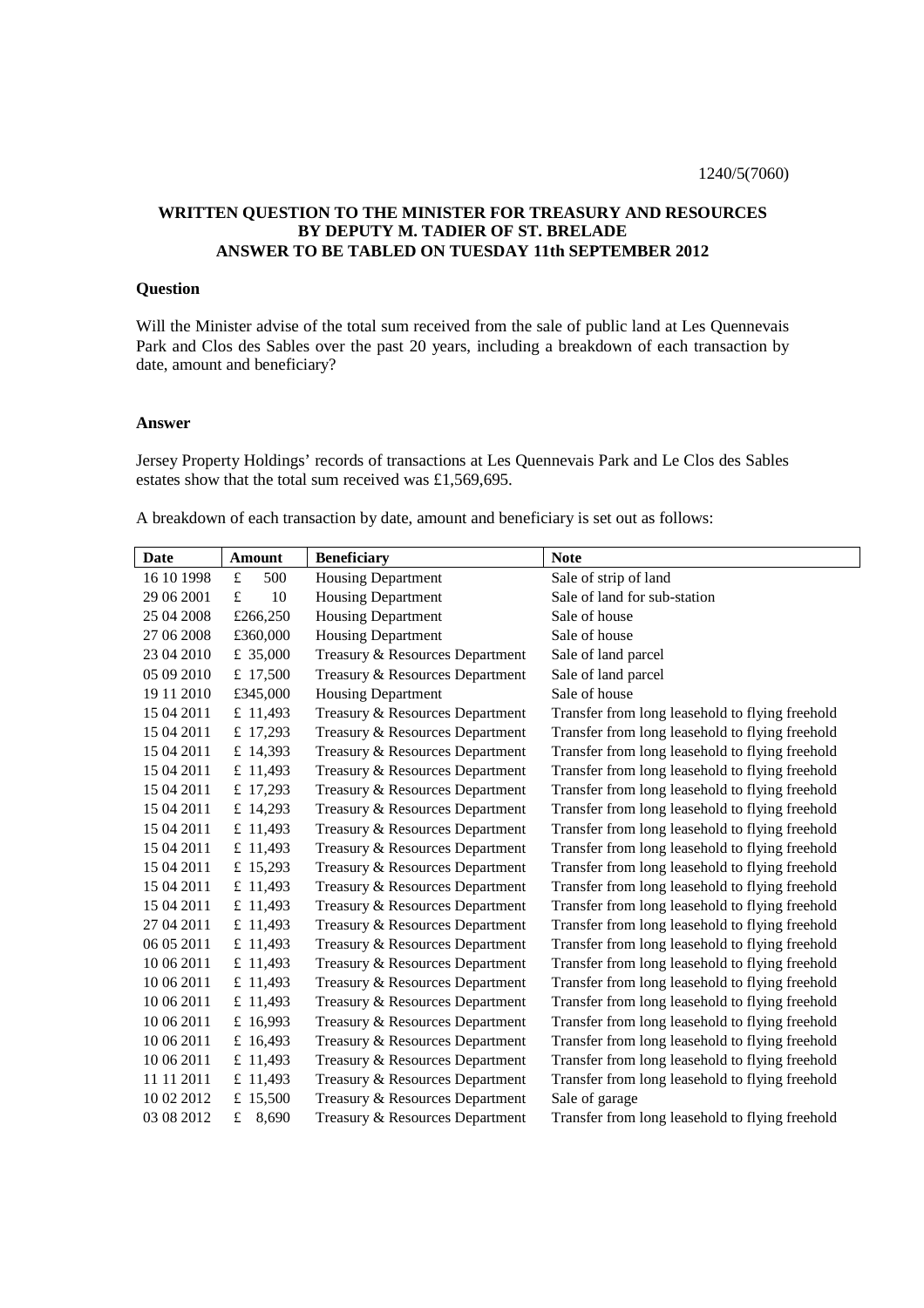1240/5(7060)

**WRITTEN QUESTION TO THE MINISTER FOR TREASURY AND RESOURCES BY DEPUTY M. TADIER OF ST. BRELADE ANSWER TO BE TABLED ON TUESDAY 11th SEPTEMBER 2012**

## Question

Will the Minister advise of the total sum received from the sale of public land at Les Quennevais Park and Clos des Sables over the past 20 years, including a breakdown of each transaction by date, amount and beneficiary?

## Answer

Jersey Property Holdings' records of transactions at Les Quennevais Park and Le Clos des Sables estates show that the total sum received was £1,569,695.

A breakdown of each transaction by date, amount and beneficiary is set out as follows:

| Date | Amount | Beneficiary | Note |
|---|---|---|---|
| 16 10 1998 | £ 500 | Housing Department | Sale of strip of land |
| 29 06 2001 | £ 10 | Housing Department | Sale of land for sub-station |
| 25 04 2008 | £266,250 | Housing Department | Sale of house |
| 27 06 2008 | £360,000 | Housing Department | Sale of house |
| 23 04 2010 | £ 35,000 | Treasury & Resources Department | Sale of land parcel |
| 05 09 2010 | £ 17,500 | Treasury & Resources Department | Sale of land parcel |
| 19 11 2010 | £345,000 | Housing Department | Sale of house |
| 15 04 2011 | £ 11,493 | Treasury & Resources Department | Transfer from long leasehold to flying freehold |
| 15 04 2011 | £ 17,293 | Treasury & Resources Department | Transfer from long leasehold to flying freehold |
| 15 04 2011 | £ 14,393 | Treasury & Resources Department | Transfer from long leasehold to flying freehold |
| 15 04 2011 | £ 11,493 | Treasury & Resources Department | Transfer from long leasehold to flying freehold |
| 15 04 2011 | £ 17,293 | Treasury & Resources Department | Transfer from long leasehold to flying freehold |
| 15 04 2011 | £ 14,293 | Treasury & Resources Department | Transfer from long leasehold to flying freehold |
| 15 04 2011 | £ 11,493 | Treasury & Resources Department | Transfer from long leasehold to flying freehold |
| 15 04 2011 | £ 11,493 | Treasury & Resources Department | Transfer from long leasehold to flying freehold |
| 15 04 2011 | £ 15,293 | Treasury & Resources Department | Transfer from long leasehold to flying freehold |
| 15 04 2011 | £ 11,493 | Treasury & Resources Department | Transfer from long leasehold to flying freehold |
| 15 04 2011 | £ 11,493 | Treasury & Resources Department | Transfer from long leasehold to flying freehold |
| 27 04 2011 | £ 11,493 | Treasury & Resources Department | Transfer from long leasehold to flying freehold |
| 06 05 2011 | £ 11,493 | Treasury & Resources Department | Transfer from long leasehold to flying freehold |
| 10 06 2011 | £ 11,493 | Treasury & Resources Department | Transfer from long leasehold to flying freehold |
| 10 06 2011 | £ 11,493 | Treasury & Resources Department | Transfer from long leasehold to flying freehold |
| 10 06 2011 | £ 11,493 | Treasury & Resources Department | Transfer from long leasehold to flying freehold |
| 10 06 2011 | £ 16,993 | Treasury & Resources Department | Transfer from long leasehold to flying freehold |
| 10 06 2011 | £ 16,493 | Treasury & Resources Department | Transfer from long leasehold to flying freehold |
| 10 06 2011 | £ 11,493 | Treasury & Resources Department | Transfer from long leasehold to flying freehold |
| 11 11 2011 | £ 11,493 | Treasury & Resources Department | Transfer from long leasehold to flying freehold |
| 10 02 2012 | £ 15,500 | Treasury & Resources Department | Sale of garage |
| 03 08 2012 | £ 8,690 | Treasury & Resources Department | Transfer from long leasehold to flying freehold |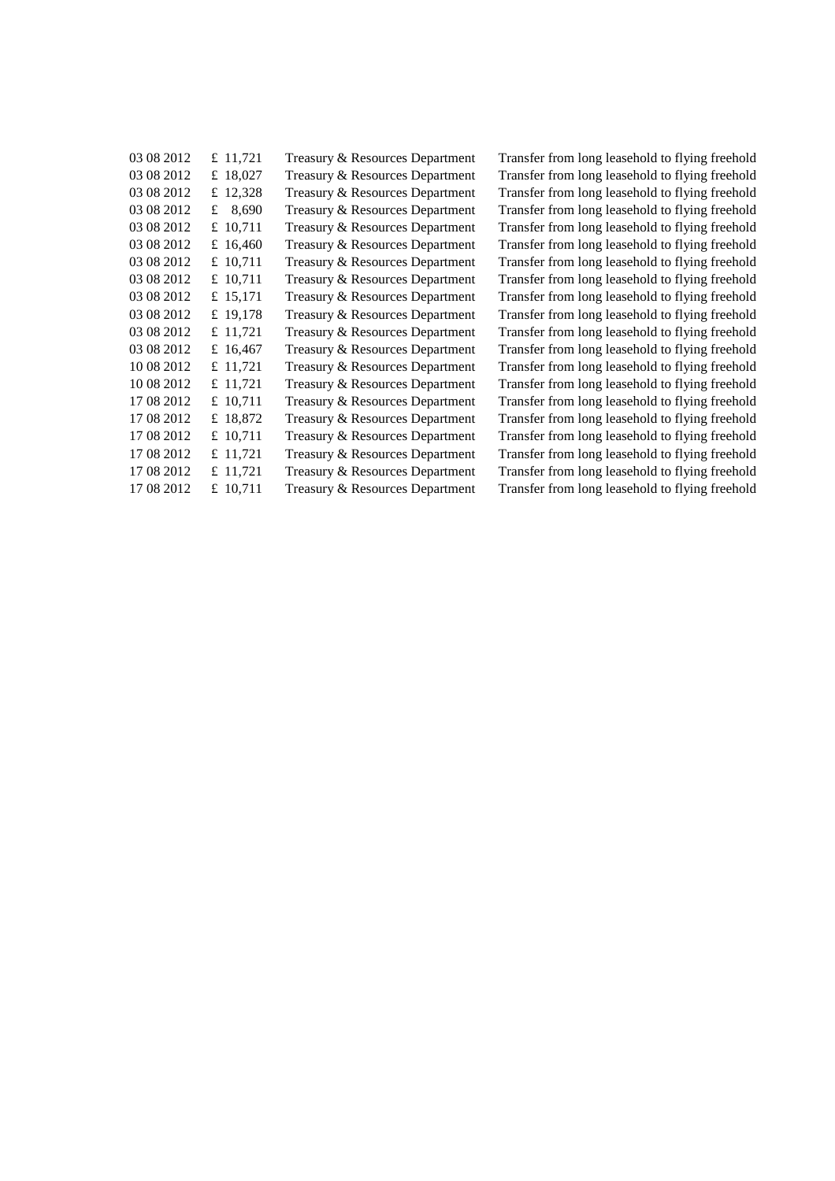| | | | |
|---|---|---|---|
| 03 08 2012 | £ 11,721 | Treasury & Resources Department | Transfer from long leasehold to flying freehold |
| 03 08 2012 | £ 18,027 | Treasury & Resources Department | Transfer from long leasehold to flying freehold |
| 03 08 2012 | £ 12,328 | Treasury & Resources Department | Transfer from long leasehold to flying freehold |
| 03 08 2012 | £ 8,690 | Treasury & Resources Department | Transfer from long leasehold to flying freehold |
| 03 08 2012 | £ 10,711 | Treasury & Resources Department | Transfer from long leasehold to flying freehold |
| 03 08 2012 | £ 16,460 | Treasury & Resources Department | Transfer from long leasehold to flying freehold |
| 03 08 2012 | £ 10,711 | Treasury & Resources Department | Transfer from long leasehold to flying freehold |
| 03 08 2012 | £ 10,711 | Treasury & Resources Department | Transfer from long leasehold to flying freehold |
| 03 08 2012 | £ 15,171 | Treasury & Resources Department | Transfer from long leasehold to flying freehold |
| 03 08 2012 | £ 19,178 | Treasury & Resources Department | Transfer from long leasehold to flying freehold |
| 03 08 2012 | £ 11,721 | Treasury & Resources Department | Transfer from long leasehold to flying freehold |
| 03 08 2012 | £ 16,467 | Treasury & Resources Department | Transfer from long leasehold to flying freehold |
| 10 08 2012 | £ 11,721 | Treasury & Resources Department | Transfer from long leasehold to flying freehold |
| 10 08 2012 | £ 11,721 | Treasury & Resources Department | Transfer from long leasehold to flying freehold |
| 17 08 2012 | £ 10,711 | Treasury & Resources Department | Transfer from long leasehold to flying freehold |
| 17 08 2012 | £ 18,872 | Treasury & Resources Department | Transfer from long leasehold to flying freehold |
| 17 08 2012 | £ 10,711 | Treasury & Resources Department | Transfer from long leasehold to flying freehold |
| 17 08 2012 | £ 11,721 | Treasury & Resources Department | Transfer from long leasehold to flying freehold |
| 17 08 2012 | £ 11,721 | Treasury & Resources Department | Transfer from long leasehold to flying freehold |
| 17 08 2012 | £ 10,711 | Treasury & Resources Department | Transfer from long leasehold to flying freehold |